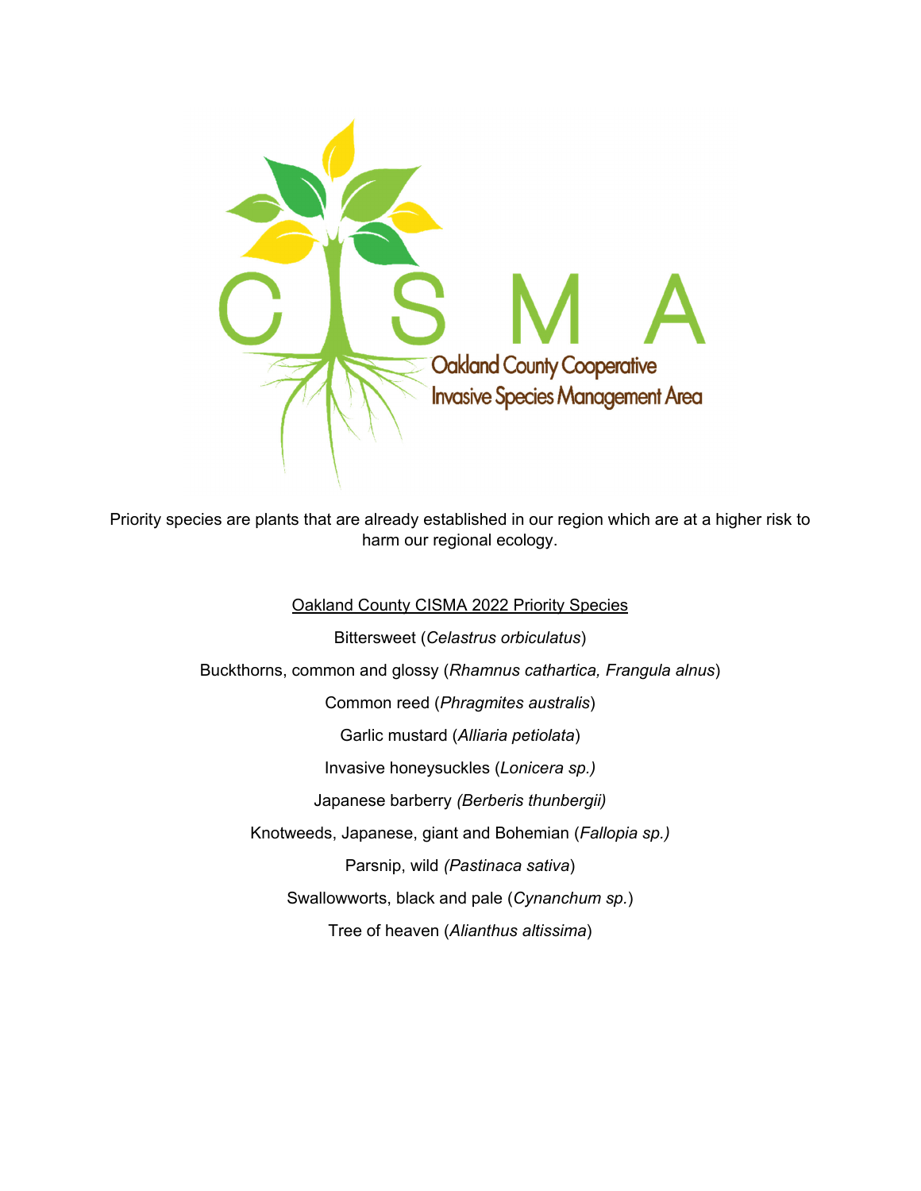CISMA

Oakland County Cooperative Invasive Species Management Area

Priority species are plants that are already established in our region which are at a higher risk to harm our regional ecology.

Oakland County CISMA 2022 Priority Species

Bittersweet (*Celastrus orbiculatus*)

Buckthorns, common and glossy (*Rhamnus cathartica, Frangula alnus*)

Common reed (*Phragmites australis*)

Garlic mustard (*Alliaria petiolata*)

Invasive honeysuckles (*Lonicera sp.)*

Japanese barberry *(Berberis thunbergii)*

Knotweeds, Japanese, giant and Bohemian (*Fallopia sp.)*

Parsnip, wild *(Pastinaca sativa*)

Swallowworts, black and pale (*Cynanchum sp.*)

Tree of heaven (*Alianthus altissima*)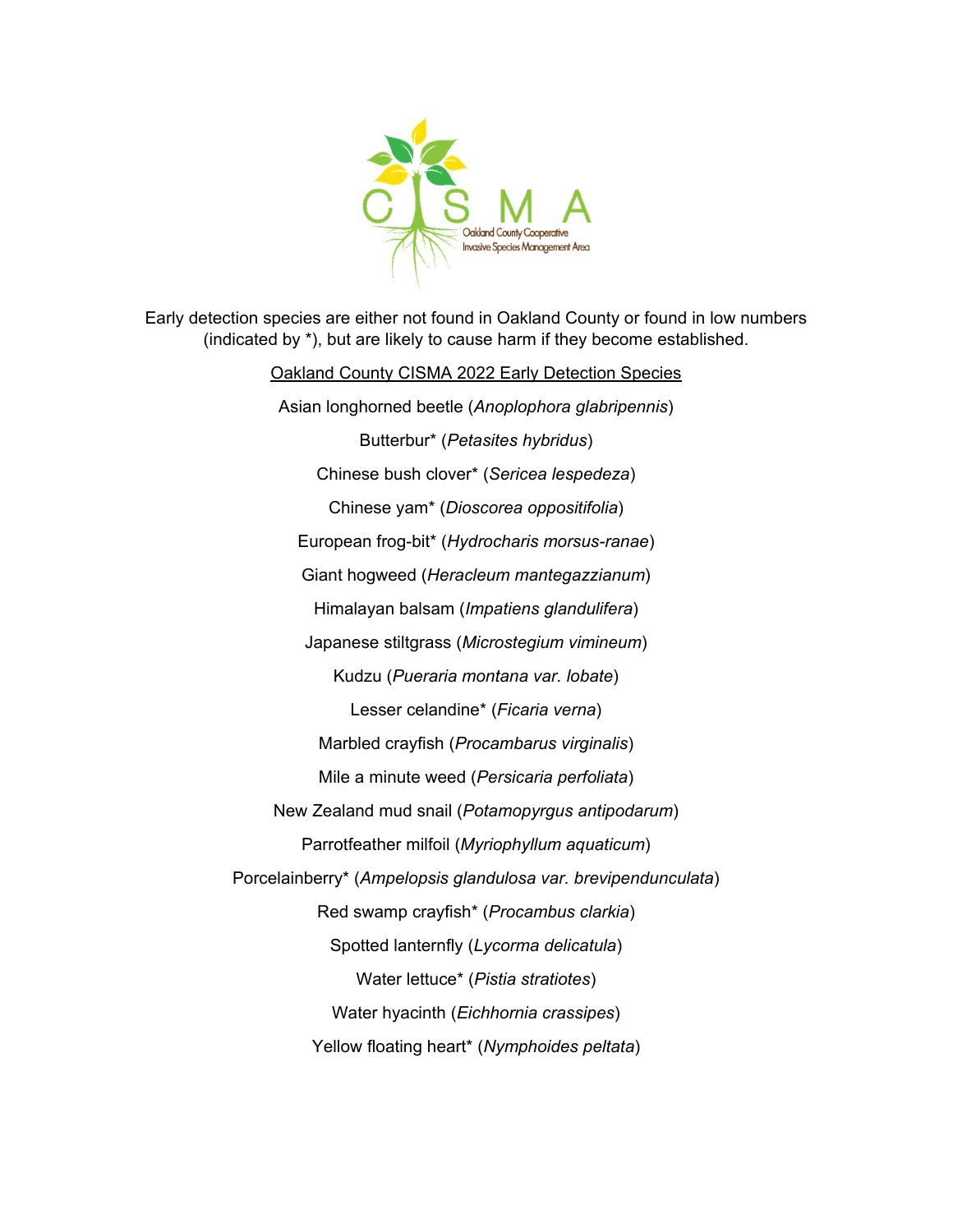CISMA
Oakland County Cooperative Invasive Species Management Area

Early detection species are either not found in Oakland County or found in low numbers (indicated by *), but are likely to cause harm if they become established.

Oakland County CISMA 2022 Early Detection Species

Asian longhorned beetle (*Anoplophora glabripennis*)

Butterbur* (*Petasites hybridus*)

Chinese bush clover* (*Sericea lespedeza*)

Chinese yam* (*Dioscorea oppositifolia*)

European frog-bit* (*Hydrocharis morsus-ranae*)

Giant hogweed (*Heracleum mantegazzianum*)

Himalayan balsam (*Impatiens glandulifera*)

Japanese stiltgrass (*Microstegium vimineum*)

Kudzu (*Pueraria montana var. lobate*)

Lesser celandine* (*Ficaria verna*)

Marbled crayfish (*Procambarus virginalis*)

Mile a minute weed (*Persicaria perfoliata*)

New Zealand mud snail (*Potamopyrgus antipodarum*)

Parrotfeather milfoil (*Myriophyllum aquaticum*)

Porcelainberry* (*Ampelopsis glandulosa var. brevipendunculata*)

Red swamp crayfish* (*Procambus clarkia*)

Spotted lanternfly (*Lycorma delicatula*)

Water lettuce* (*Pistia stratiotes*)

Water hyacinth (*Eichhornia crassipes*)

Yellow floating heart* (*Nymphoides peltata*)